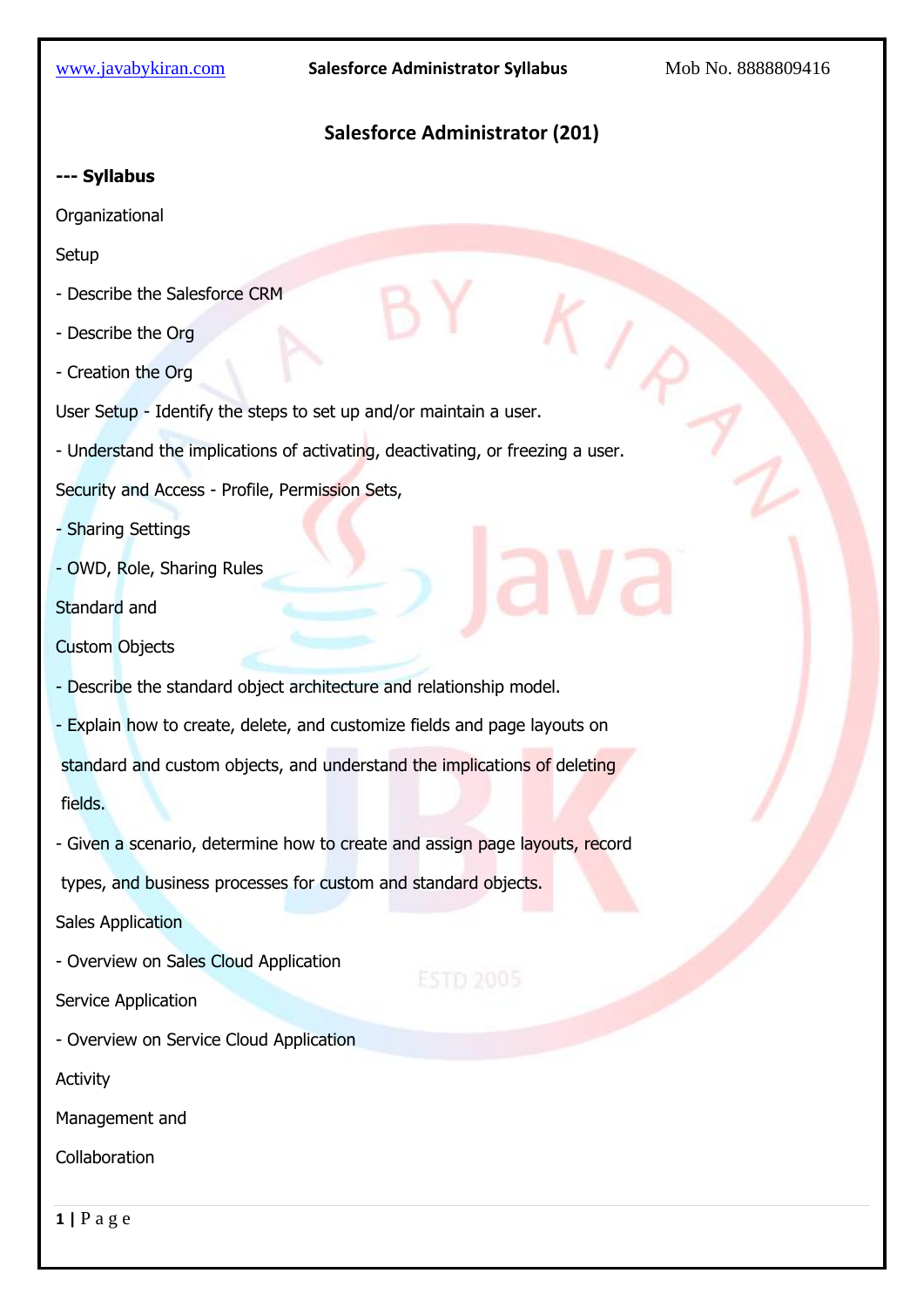# Salesforce Administrator (201)

**--- Syllabus**

Organizational

Setup

- Describe the Salesforce CRM
- Describe the Org
- Creation the Org

User Setup - Identify the steps to set up and/or maintain a user.

- Understand the implications of activating, deactivating, or freezing a user.

Security and Access - Profile, Permission Sets,

- Sharing Settings
- OWD, Role, Sharing Rules

Standard and

Custom Objects

- Describe the standard object architecture and relationship model.
- Explain how to create, delete, and customize fields and page layouts on standard and custom objects, and understand the implications of deleting fields.
- Given a scenario, determine how to create and assign page layouts, record types, and business processes for custom and standard objects.

Sales Application

- Overview on Sales Cloud Application

Service Application

- Overview on Service Cloud Application

Activity

Management and

Collaboration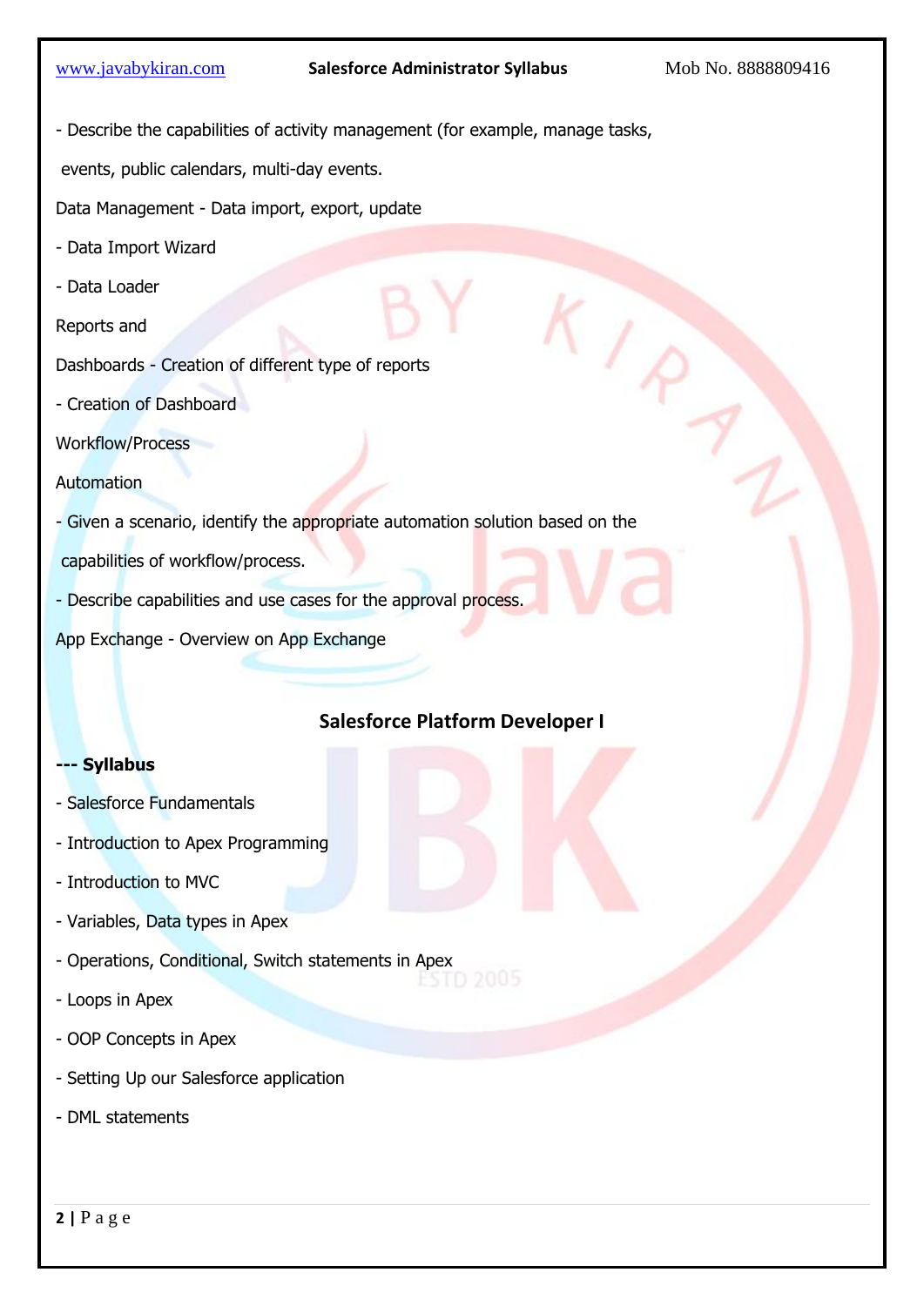- Describe the capabilities of activity management (for example, manage tasks, events, public calendars, multi-day events.

Data Management - Data import, export, update

- Data Import Wizard
- Data Loader

Reports and

Dashboards - Creation of different type of reports

- Creation of Dashboard

Workflow/Process

Automation

- Given a scenario, identify the appropriate automation solution based on the capabilities of workflow/process.
- Describe capabilities and use cases for the approval process.

App Exchange - Overview on App Exchange

## Salesforce Platform Developer I

**--- Syllabus**

- Salesforce Fundamentals
- Introduction to Apex Programming
- Introduction to MVC
- Variables, Data types in Apex
- Operations, Conditional, Switch statements in Apex
- Loops in Apex
- OOP Concepts in Apex
- Setting Up our Salesforce application
- DML statements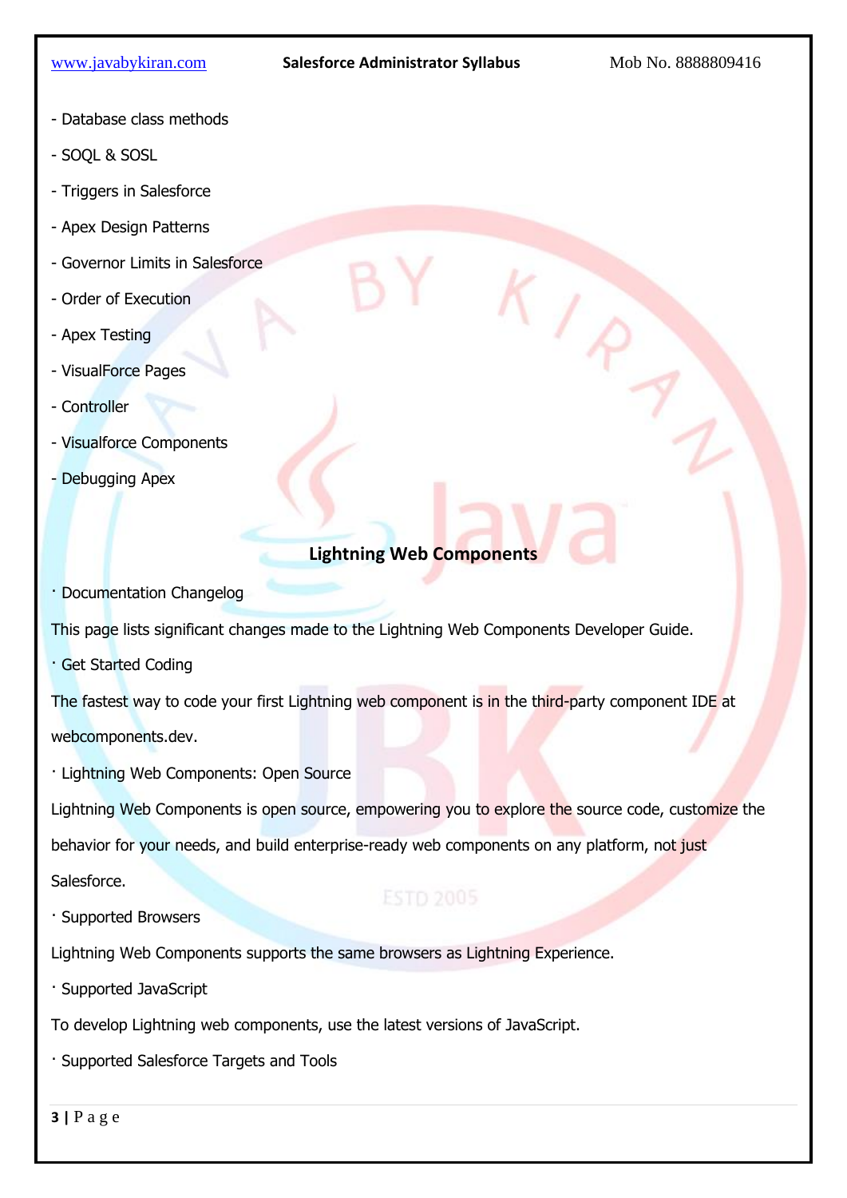- Database class methods
- SOQL & SOSL
- Triggers in Salesforce
- Apex Design Patterns
- Governor Limits in Salesforce
- Order of Execution
- Apex Testing
- VisualForce Pages
- Controller
- Visualforce Components
- Debugging Apex

## Lightning Web Components

· Documentation Changelog

This page lists significant changes made to the Lightning Web Components Developer Guide.

· Get Started Coding

The fastest way to code your first Lightning web component is in the third-party component IDE at webcomponents.dev.

· Lightning Web Components: Open Source

Lightning Web Components is open source, empowering you to explore the source code, customize the behavior for your needs, and build enterprise-ready web components on any platform, not just Salesforce.

· Supported Browsers

Lightning Web Components supports the same browsers as Lightning Experience.

· Supported JavaScript

To develop Lightning web components, use the latest versions of JavaScript.

· Supported Salesforce Targets and Tools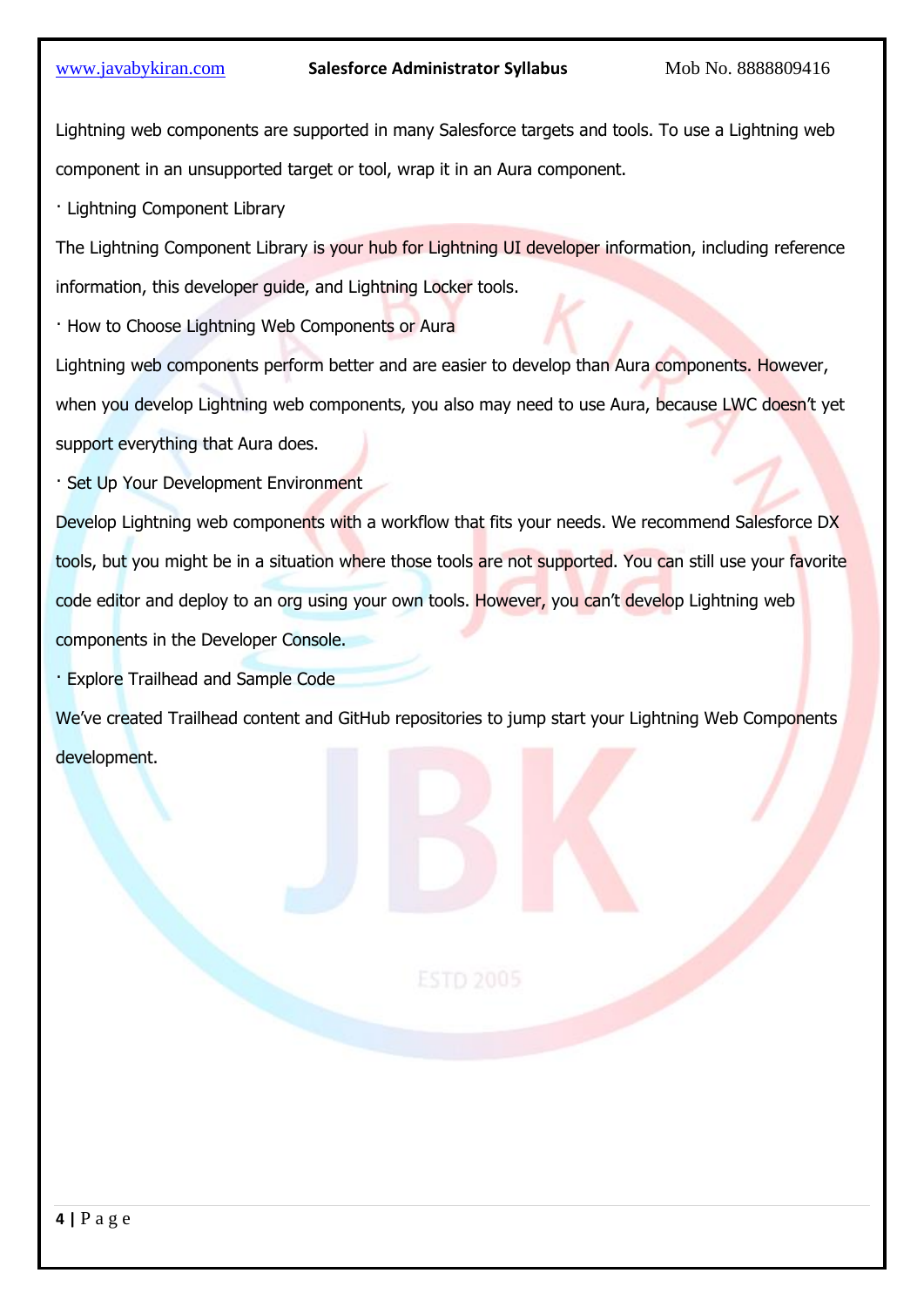Lightning web components are supported in many Salesforce targets and tools. To use a Lightning web component in an unsupported target or tool, wrap it in an Aura component.

· Lightning Component Library

The Lightning Component Library is your hub for Lightning UI developer information, including reference information, this developer guide, and Lightning Locker tools.

· How to Choose Lightning Web Components or Aura

Lightning web components perform better and are easier to develop than Aura components. However, when you develop Lightning web components, you also may need to use Aura, because LWC doesn't yet support everything that Aura does.

· Set Up Your Development Environment

Develop Lightning web components with a workflow that fits your needs. We recommend Salesforce DX tools, but you might be in a situation where those tools are not supported. You can still use your favorite code editor and deploy to an org using your own tools. However, you can't develop Lightning web components in the Developer Console.

· Explore Trailhead and Sample Code

We've created Trailhead content and GitHub repositories to jump start your Lightning Web Components development.